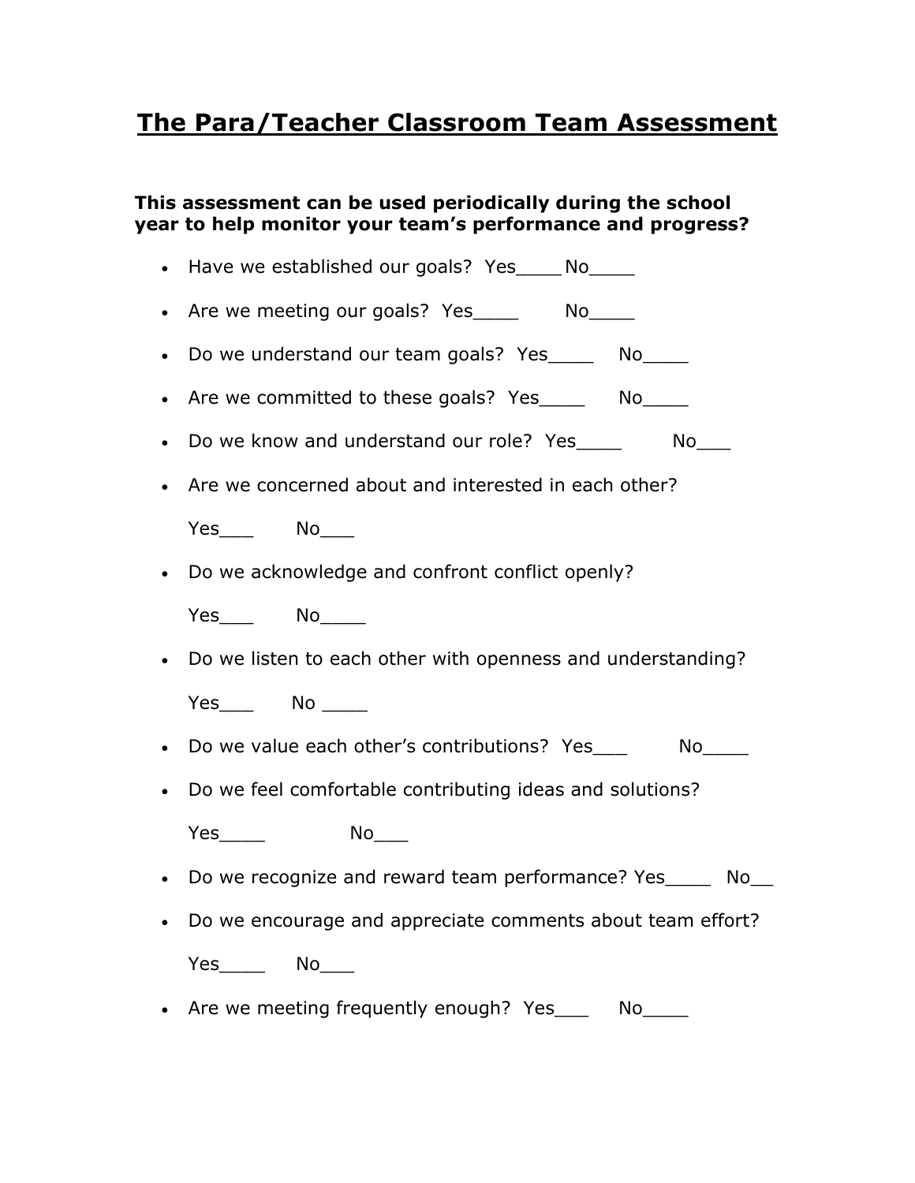# The Para/Teacher Classroom Team Assessment

**This assessment can be used periodically during the school year to help monitor your team's performance and progress?**

- Have we established our goals? Yes____ No____
- Are we meeting our goals? Yes____ No____
- Do we understand our team goals? Yes____ No____
- Are we committed to these goals? Yes____ No____
- Do we know and understand our role? Yes____ No___
- Are we concerned about and interested in each other?

  Yes___ No___
- Do we acknowledge and confront conflict openly?

  Yes___ No____
- Do we listen to each other with openness and understanding?

  Yes___ No ____
- Do we value each other's contributions? Yes___ No____
- Do we feel comfortable contributing ideas and solutions?

  Yes____ No___
- Do we recognize and reward team performance? Yes____ No__
- Do we encourage and appreciate comments about team effort?

  Yes____ No___
- Are we meeting frequently enough? Yes___ No____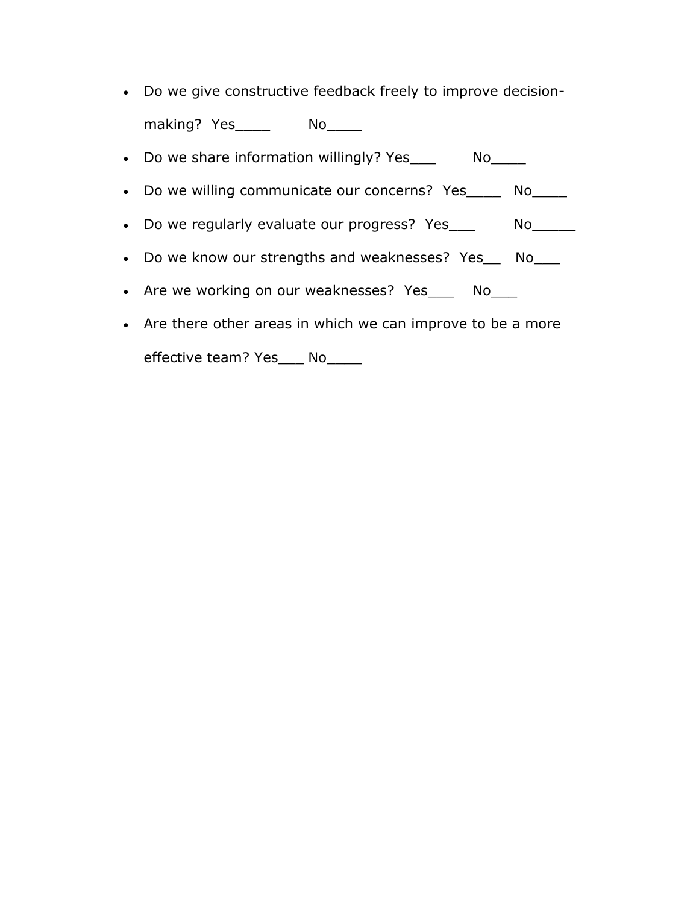- Do we give constructive feedback freely to improve decision-making? Yes____ No____
- Do we share information willingly? Yes___ No____
- Do we willing communicate our concerns? Yes____ No____
- Do we regularly evaluate our progress? Yes___ No_____
- Do we know our strengths and weaknesses? Yes__ No___
- Are we working on our weaknesses? Yes___ No___
- Are there other areas in which we can improve to be a more effective team? Yes___ No____